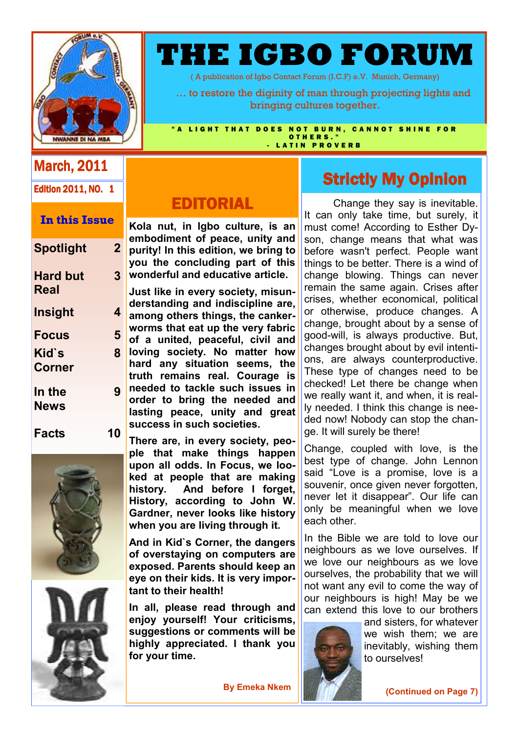# THE IGBO FORUM

( A publication of Igbo Contact Forum (I.C.F) e.V. Munich, Germany)

… to restore the diginity of man through projecting lights and bringing cultures together.

"A LIGHT THAT DOES NOT BURN, CANNOT SHINE FOR OTHERS."
- LATIN PROVERB

**March, 2011**

**Edition 2011, NO. 1**

**In this Issue**

| | |
|---|---|
| Spotlight | 2 |
| Hard but Real | 3 |
| Insight | 4 |
| Focus | 5 |
| Kid`s Corner | 8 |
| In the News | 9 |
| Facts | 10 |

## EDITORIAL

**Kola nut, in Igbo culture, is an embodiment of peace, unity and purity! In this edition, we bring to you the concluding part of this wonderful and educative article.**

**Just like in every society, misunderstanding and indiscipline are, among others things, the cankerworms that eat up the very fabric of a united, peaceful, civil and loving society. No matter how hard any situation seems, the truth remains real. Courage is needed to tackle such issues in order to bring the needed and lasting peace, unity and great success in such societies.**

**There are, in every society, people that make things happen upon all odds. In Focus, we looked at people that are making history. And before I forget, History, according to John W. Gardner, never looks like history when you are living through it.**

**And in Kid`s Corner, the dangers of overstaying on computers are exposed. Parents should keep an eye on their kids. It is very important to their health!**

**In all, please read through and enjoy yourself! Your criticisms, suggestions or comments will be highly appreciated. I thank you for your time.**

**By Emeka Nkem**

## Strictly My Opinion

Change they say is inevitable. It can only take time, but surely, it must come! According to Esther Dyson, change means that what was before wasn't perfect. People want things to be better. There is a wind of change blowing. Things can never remain the same again. Crises after crises, whether economical, political or otherwise, produce changes. A change, brought about by a sense of good-will, is always productive. But, changes brought about by evil intentions, are always counterproductive. These type of changes need to be checked! Let there be change when we really want it, and when, it is really needed. I think this change is needed now! Nobody can stop the change. It will surely be there!

Change, coupled with love, is the best type of change. John Lennon said "Love is a promise, love is a souvenir, once given never forgotten, never let it disappear". Our life can only be meaningful when we love each other.

In the Bible we are told to love our neighbours as we love ourselves. If we love our neighbours as we love ourselves, the probability that we will not want any evil to come the way of our neighbours is high! May be we can extend this love to our brothers and sisters, for whatever we wish them; we are inevitably, wishing them to ourselves!

**(Continued on Page 7)**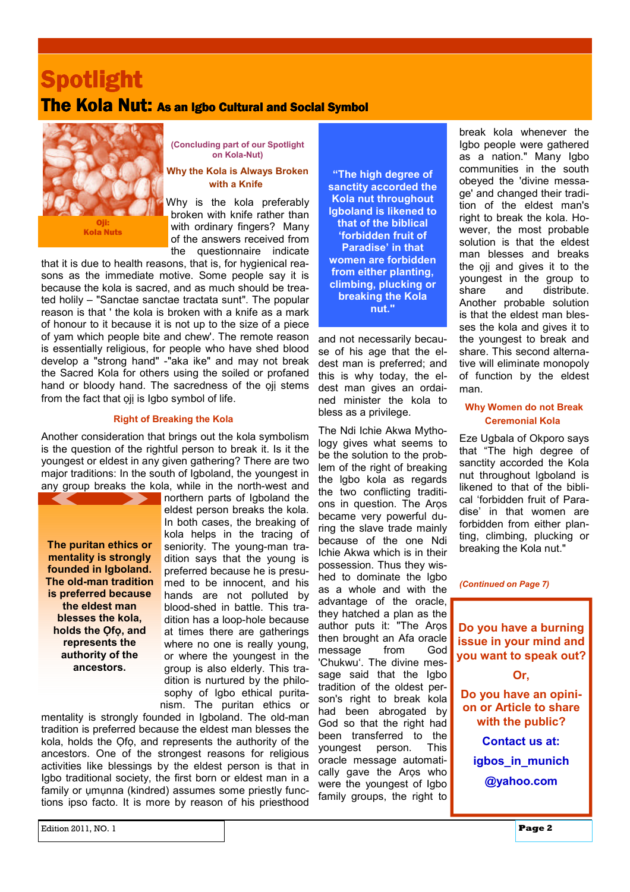# Spotlight

## The Kola Nut: As an Igbo Cultural and Social Symbol

Oji:
Kola Nuts

(Concluding part of our Spotlight on Kola-Nut)

### Why the Kola is Always Broken with a Knife

Why is the kola preferably broken with knife rather than with ordinary fingers? Many of the answers received from the questionnaire indicate that it is due to health reasons, that is, for hygienical reasons as the immediate motive. Some people say it is because the kola is sacred, and as much should be treated holily – "Sanctae sanctae tractata sunt". The popular reason is that ' the kola is broken with a knife as a mark of honour to it because it is not up to the size of a piece of yam which people bite and chew'. The remote reason is essentially religious, for people who have shed blood develop a "strong hand" -"aka ike" and may not break the Sacred Kola for others using the soiled or profaned hand or bloody hand. The sacredness of the ọjị stems from the fact that ọjị is Igbo symbol of life.

### Right of Breaking the Kola

Another consideration that brings out the kola symbolism is the question of the rightful person to break it. Is it the youngest or eldest in any given gathering? There are two major traditions: In the south of Igboland, the youngest in any group breaks the kola, while in the north-west and northern parts of Igboland the eldest person breaks the kola. In both cases, the breaking of kola helps in the tracing of seniority. The young-man tradition says that the young is preferred because he is presumed to be innocent, and his hands are not polluted by blood-shed in battle. This tradition has a loop-hole because at times there are gatherings where no one is really young, or where the youngest in the group is also elderly. This tradition is nurtured by the philosophy of Igbo ethical puritanism. The puritan ethics or mentality is strongly founded in Igboland. The old-man tradition is preferred because the eldest man blesses the kola, holds the Ọfọ, and represents the authority of the ancestors. One of the strongest reasons for religious activities like blessings by the eldest person is that in Igbo traditional society, the first born or eldest man in a family or ụmụnna (kindred) assumes some priestly functions ipso facto. It is more by reason of his priesthood and not necessarily because of his age that the eldest man is preferred; and this is why today, the eldest man gives an ordained minister the kola to bless as a privilege.

> **The puritan ethics or mentality is strongly founded in Igboland. The old-man tradition is preferred because the eldest man blesses the kola, holds the Ọfọ, and represents the authority of the ancestors.**

The Ndi Ichie Akwa Mythology gives what seems to be the solution to the problem of the right of breaking the Igbo kola as regards the two conflicting traditions in question. The Arọs became very powerful during the slave trade mainly because of the one Ndi Ichie Akwa which is in their possession. Thus they wished to dominate the Igbo as a whole and with the advantage of the oracle, they hatched a plan as the author puts it: "The Arọs then brought an Afa oracle message from God 'Chukwu'. The divine message said that the Igbo tradition of the oldest person's right to break kola had been abrogated by God so that the right had been transferred to the youngest person. This oracle message automatically gave the Arọs who were the youngest of Igbo family groups, the right to break kola whenever the Igbo people were gathered as a nation." Many Igbo communities in the south obeyed the 'divine message' and changed their tradition of the eldest man's right to break the kola. However, the most probable solution is that the eldest man blesses and breaks the ọjị and gives it to the youngest in the group to share and distribute. Another probable solution is that the eldest man blesses the kola and gives it to the youngest to break and share. This second alternative will eliminate monopoly of function by the eldest man.

> **"The high degree of sanctity accorded the Kola nut throughout Igboland is likened to that of the biblical 'forbidden fruit of Paradise' in that women are forbidden from either planting, climbing, plucking or breaking the Kola nut."**

### Why Women do not Break Ceremonial Kola

Eze Ugbala of Okporo says that "The high degree of sanctity accorded the Kola nut throughout Igboland is likened to that of the biblical 'forbidden fruit of Paradise' in that women are forbidden from either planting, climbing, plucking or breaking the Kola nut."

*(Continued on Page 7)*

**Do you have a burning issue in your mind and you want to speak out?**

**Or,**

**Do you have an opinion or Article to share with the public?**

**Contact us at:**

**igbos_in_munich@yahoo.com**

Edition 2011, NO. 1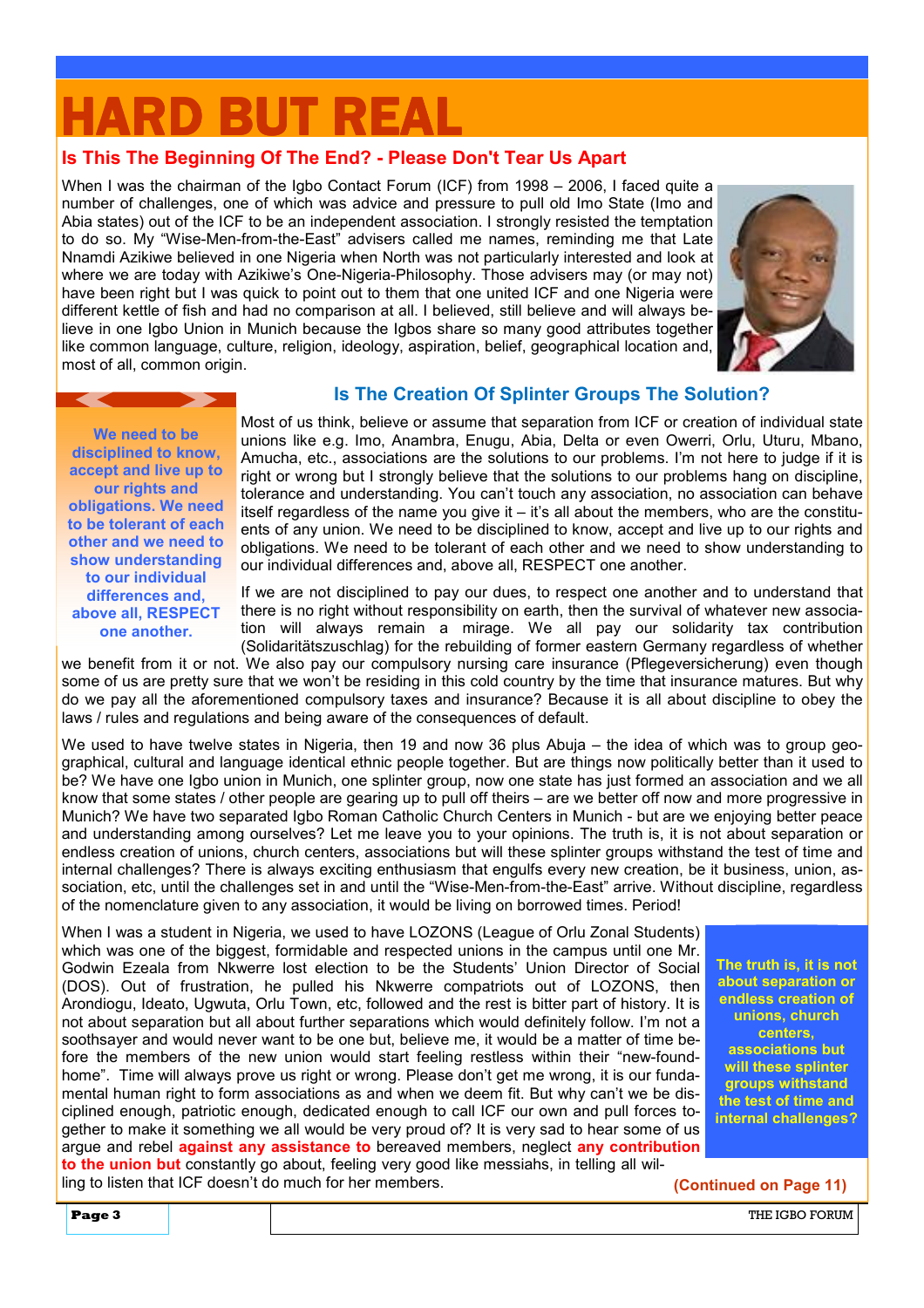# HARD BUT REAL

## Is This The Beginning Of The End? - Please Don't Tear Us Apart

When I was the chairman of the Igbo Contact Forum (ICF) from 1998 – 2006, I faced quite a number of challenges, one of which was advice and pressure to pull old Imo State (Imo and Abia states) out of the ICF to be an independent association. I strongly resisted the temptation to do so. My "Wise-Men-from-the-East" advisers called me names, reminding me that Late Nnamdi Azikiwe believed in one Nigeria when North was not particularly interested and look at where we are today with Azikiwe's One-Nigeria-Philosophy. Those advisers may (or may not) have been right but I was quick to point out to them that one united ICF and one Nigeria were different kettle of fish and had no comparison at all. I believed, still believe and will always believe in one Igbo Union in Munich because the Igbos share so many good attributes together like common language, culture, religion, ideology, aspiration, belief, geographical location and, most of all, common origin.

## Is The Creation Of Splinter Groups The Solution?

Most of us think, believe or assume that separation from ICF or creation of individual state unions like e.g. Imo, Anambra, Enugu, Abia, Delta or even Owerri, Orlu, Uturu, Mbano, Amucha, etc., associations are the solutions to our problems. I'm not here to judge if it is right or wrong but I strongly believe that the solutions to our problems hang on discipline, tolerance and understanding. You can't touch any association, no association can behave itself regardless of the name you give it – it's all about the members, who are the constituents of any union. We need to be disciplined to know, accept and live up to our rights and obligations. We need to be tolerant of each other and we need to show understanding to our individual differences and, above all, RESPECT one another.

> **We need to be disciplined to know, accept and live up to our rights and obligations. We need to be tolerant of each other and we need to show understanding to our individual differences and, above all, RESPECT one another.**

If we are not disciplined to pay our dues, to respect one another and to understand that there is no right without responsibility on earth, then the survival of whatever new association will always remain a mirage. We all pay our solidarity tax contribution (Solidaritätszuschlag) for the rebuilding of former eastern Germany regardless of whether we benefit from it or not. We also pay our compulsory nursing care insurance (Pflegeversicherung) even though some of us are pretty sure that we won't be residing in this cold country by the time that insurance matures. But why do we pay all the aforementioned compulsory taxes and insurance? Because it is all about discipline to obey the laws / rules and regulations and being aware of the consequences of default.

We used to have twelve states in Nigeria, then 19 and now 36 plus Abuja – the idea of which was to group geographical, cultural and language identical ethnic people together. But are things now politically better than it used to be? We have one Igbo union in Munich, one splinter group, now one state has just formed an association and we all know that some states / other people are gearing up to pull off theirs – are we better off now and more progressive in Munich? We have two separated Igbo Roman Catholic Church Centers in Munich - but are we enjoying better peace and understanding among ourselves? Let me leave you to your opinions. The truth is, it is not about separation or endless creation of unions, church centers, associations but will these splinter groups withstand the test of time and internal challenges? There is always exciting enthusiasm that engulfs every new creation, be it business, union, association, etc, until the challenges set in and until the "Wise-Men-from-the-East" arrive. Without discipline, regardless of the nomenclature given to any association, it would be living on borrowed times. Period!

When I was a student in Nigeria, we used to have LOZONS (League of Orlu Zonal Students) which was one of the biggest, formidable and respected unions in the campus until one Mr. Godwin Ezeala from Nkwerre lost election to be the Students' Union Director of Social (DOS). Out of frustration, he pulled his Nkwerre compatriots out of LOZONS, then Arondiogu, Ideato, Ugwuta, Orlu Town, etc, followed and the rest is bitter part of history. It is not about separation but all about further separations which would definitely follow. I'm not a soothsayer and would never want to be one but, believe me, it would be a matter of time before the members of the new union would start feeling restless within their "new-found-home". Time will always prove us right or wrong. Please don't get me wrong, it is our fundamental human right to form associations as and when we deem fit. But why can't we be disciplined enough, patriotic enough, dedicated enough to call ICF our own and pull forces together to make it something we all would be very proud of? It is very sad to hear some of us argue and rebel **against any assistance to** bereaved members, neglect **any contribution to the union but** constantly go about, feeling very good like messiahs, in telling all willing to listen that ICF doesn't do much for her members.

> **The truth is, it is not about separation or endless creation of unions, church centers, associations but will these splinter groups withstand the test of time and internal challenges?**

**(Continued on Page 11)**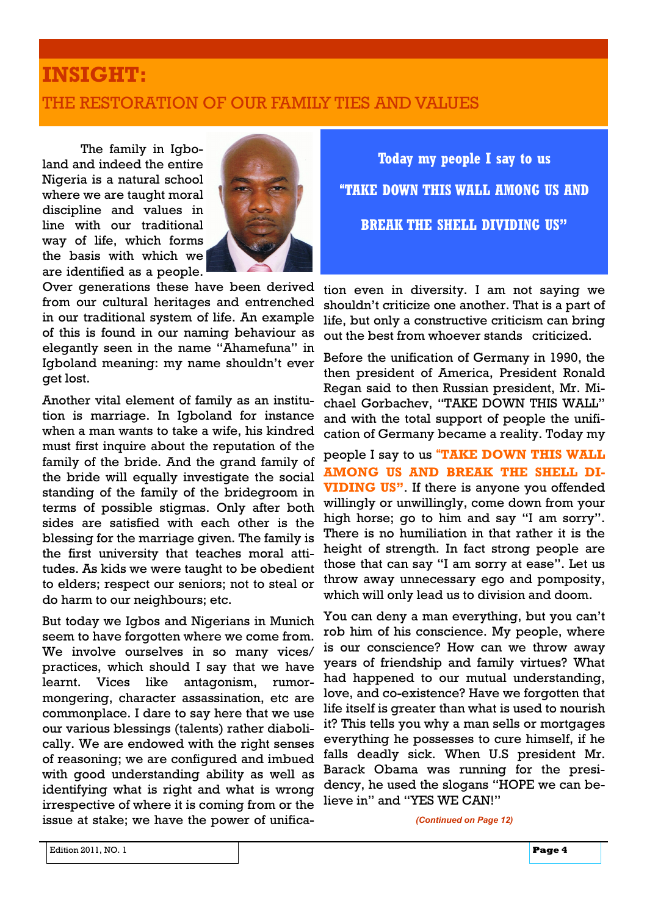# INSIGHT:

## THE RESTORATION OF OUR FAMILY TIES AND VALUES

The family in Igboland and indeed the entire Nigeria is a natural school where we are taught moral discipline and values in line with our traditional way of life, which forms the basis with which we are identified as a people. Over generations these have been derived from our cultural heritages and entrenched in our traditional system of life. An example of this is found in our naming behaviour as elegantly seen in the name "Ahamefuna" in Igboland meaning: my name shouldn't ever get lost.

Another vital element of family as an institution is marriage. In Igboland for instance when a man wants to take a wife, his kindred must first inquire about the reputation of the family of the bride. And the grand family of the bride will equally investigate the social standing of the family of the bridegroom in terms of possible stigmas. Only after both sides are satisfied with each other is the blessing for the marriage given. The family is the first university that teaches moral attitudes. As kids we were taught to be obedient to elders; respect our seniors; not to steal or do harm to our neighbours; etc.

But today we Igbos and Nigerians in Munich seem to have forgotten where we come from. We involve ourselves in so many vices/ practices, which should I say that we have learnt. Vices like antagonism, rumor-mongering, character assassination, etc are commonplace. I dare to say here that we use our various blessings (talents) rather diabolically. We are endowed with the right senses of reasoning; we are configured and imbued with good understanding ability as well as identifying what is right and what is wrong irrespective of where it is coming from or the issue at stake; we have the power of unification even in diversity. I am not saying we shouldn't criticize one another. That is a part of life, but only a constructive criticism can bring out the best from whoever stands criticized.

**Today my people I say to us "TAKE DOWN THIS WALL AMONG US AND BREAK THE SHELL DIVIDING US"**

Before the unification of Germany in 1990, the then president of America, President Ronald Regan said to then Russian president, Mr. Michael Gorbachev, "TAKE DOWN THIS WALL" and with the total support of people the unification of Germany became a reality. Today my people I say to us **"TAKE DOWN THIS WALL AMONG US AND BREAK THE SHELL DIVIDING US"**. If there is anyone you offended willingly or unwillingly, come down from your high horse; go to him and say "I am sorry". There is no humiliation in that rather it is the height of strength. In fact strong people are those that can say "I am sorry at ease". Let us throw away unnecessary ego and pomposity, which will only lead us to division and doom.

You can deny a man everything, but you can't rob him of his conscience. My people, where is our conscience? How can we throw away years of friendship and family virtues? What had happened to our mutual understanding, love, and co-existence? Have we forgotten that life itself is greater than what is used to nourish it? This tells you why a man sells or mortgages everything he possesses to cure himself, if he falls deadly sick. When U.S president Mr. Barack Obama was running for the presidency, he used the slogans "HOPE we can believe in" and "YES WE CAN!"

*(Continued on Page 12)*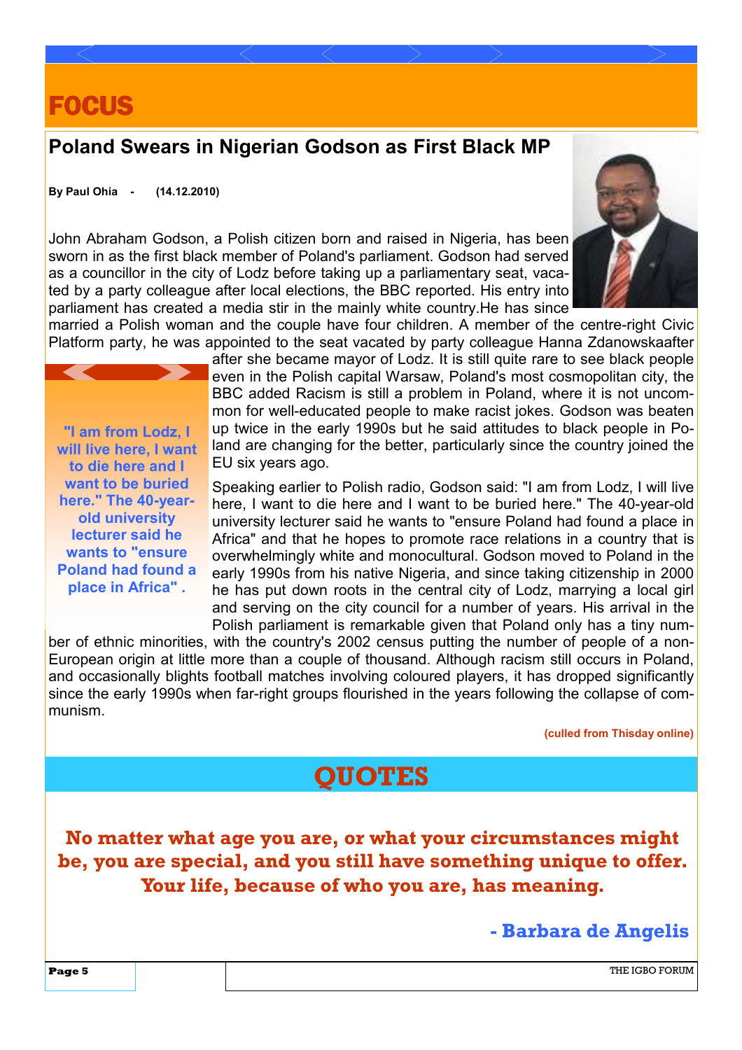# FOCUS

## Poland Swears in Nigerian Godson as First Black MP

**By Paul Ohia - (14.12.2010)**

John Abraham Godson, a Polish citizen born and raised in Nigeria, has been sworn in as the first black member of Poland's parliament. Godson had served as a councillor in the city of Lodz before taking up a parliamentary seat, vacated by a party colleague after local elections, the BBC reported. His entry into parliament has created a media stir in the mainly white country.He has since married a Polish woman and the couple have four children. A member of the centre-right Civic Platform party, he was appointed to the seat vacated by party colleague Hanna Zdanowskaafter after she became mayor of Lodz. It is still quite rare to see black people even in the Polish capital Warsaw, Poland's most cosmopolitan city, the BBC added Racism is still a problem in Poland, where it is not uncommon for well-educated people to make racist jokes. Godson was beaten up twice in the early 1990s but he said attitudes to black people in Poland are changing for the better, particularly since the country joined the EU six years ago.

> **"I am from Lodz, I will live here, I want to die here and I want to be buried here." The 40-year-old university lecturer said he wants to "ensure Poland had found a place in Africa" .**

Speaking earlier to Polish radio, Godson said: "I am from Lodz, I will live here, I want to die here and I want to be buried here." The 40-year-old university lecturer said he wants to "ensure Poland had found a place in Africa" and that he hopes to promote race relations in a country that is overwhelmingly white and monocultural. Godson moved to Poland in the early 1990s from his native Nigeria, and since taking citizenship in 2000 he has put down roots in the central city of Lodz, marrying a local girl and serving on the city council for a number of years. His arrival in the Polish parliament is remarkable given that Poland only has a tiny number of ethnic minorities, with the country's 2002 census putting the number of people of a non-European origin at little more than a couple of thousand. Although racism still occurs in Poland, and occasionally blights football matches involving coloured players, it has dropped significantly since the early 1990s when far-right groups flourished in the years following the collapse of communism.

**(culled from Thisday online)**

# QUOTES

**No matter what age you are, or what your circumstances might be, you are special, and you still have something unique to offer. Your life, because of who you are, has meaning.**

**- Barbara de Angelis**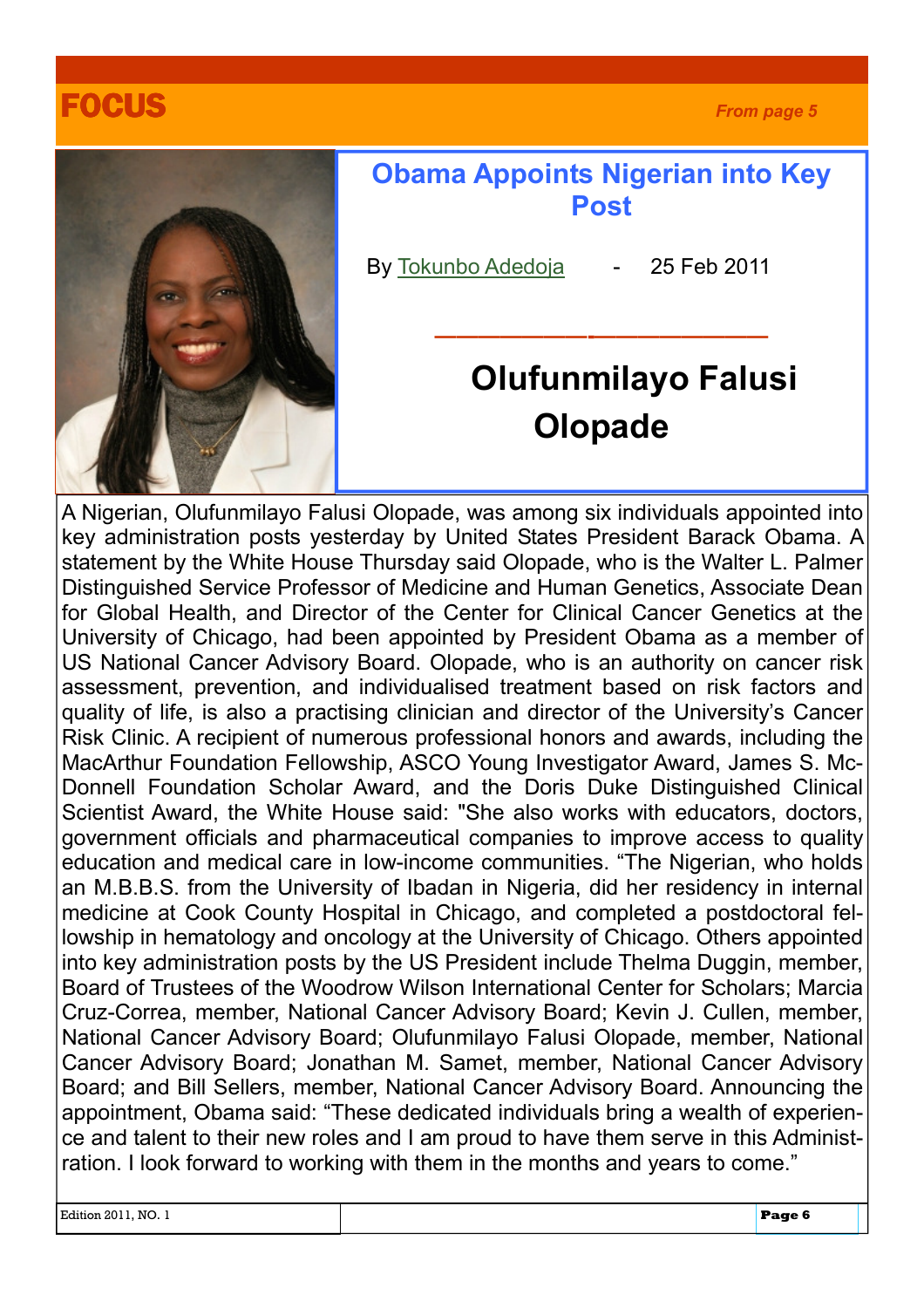# FOCUS

*From page 5*

## Obama Appoints Nigerian into Key Post

By Tokunbo Adedoja - 25 Feb 2011

### Olufunmilayo Falusi Olopade

A Nigerian, Olufunmilayo Falusi Olopade, was among six individuals appointed into key administration posts yesterday by United States President Barack Obama. A statement by the White House Thursday said Olopade, who is the Walter L. Palmer Distinguished Service Professor of Medicine and Human Genetics, Associate Dean for Global Health, and Director of the Center for Clinical Cancer Genetics at the University of Chicago, had been appointed by President Obama as a member of US National Cancer Advisory Board. Olopade, who is an authority on cancer risk assessment, prevention, and individualised treatment based on risk factors and quality of life, is also a practising clinician and director of the University's Cancer Risk Clinic. A recipient of numerous professional honors and awards, including the MacArthur Foundation Fellowship, ASCO Young Investigator Award, James S. McDonnell Foundation Scholar Award, and the Doris Duke Distinguished Clinical Scientist Award, the White House said: "She also works with educators, doctors, government officials and pharmaceutical companies to improve access to quality education and medical care in low-income communities. "The Nigerian, who holds an M.B.B.S. from the University of Ibadan in Nigeria, did her residency in internal medicine at Cook County Hospital in Chicago, and completed a postdoctoral fellowship in hematology and oncology at the University of Chicago. Others appointed into key administration posts by the US President include Thelma Duggin, member, Board of Trustees of the Woodrow Wilson International Center for Scholars; Marcia Cruz-Correa, member, National Cancer Advisory Board; Kevin J. Cullen, member, National Cancer Advisory Board; Olufunmilayo Falusi Olopade, member, National Cancer Advisory Board; Jonathan M. Samet, member, National Cancer Advisory Board; and Bill Sellers, member, National Cancer Advisory Board. Announcing the appointment, Obama said: "These dedicated individuals bring a wealth of experience and talent to their new roles and I am proud to have them serve in this Administration. I look forward to working with them in the months and years to come."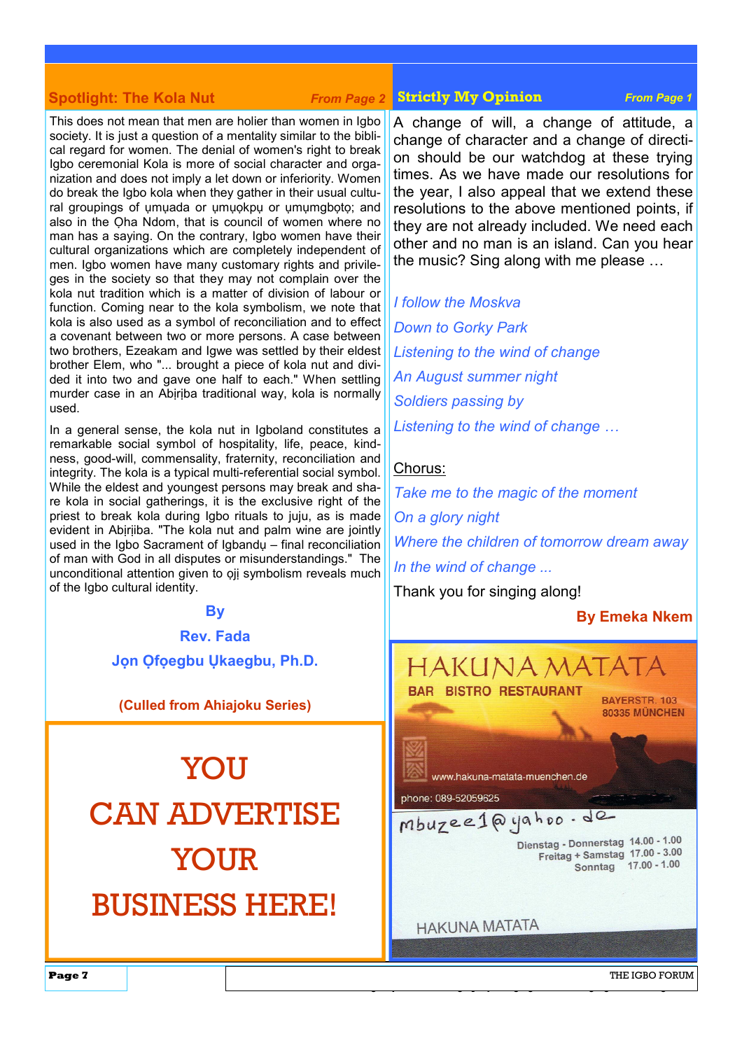## Spotlight: The Kola Nut

*From Page 2*

This does not mean that men are holier than women in Igbo society. It is just a question of a mentality similar to the biblical regard for women. The denial of women's right to break Igbo ceremonial Kola is more of social character and organization and does not imply a let down or inferiority. Women do break the Igbo kola when they gather in their usual cultural groupings of ụmụada or ụmụọkpụ or ụmụmgbọtọ; and also in the Ọha Ndom, that is council of women where no man has a saying. On the contrary, Igbo women have their cultural organizations which are completely independent of men. Igbo women have many customary rights and privileges in the society so that they may not complain over the kola nut tradition which is a matter of division of labour or function. Coming near to the kola symbolism, we note that kola is also used as a symbol of reconciliation and to effect a covenant between two or more persons. A case between two brothers, Ezeakam and Igwe was settled by their eldest brother Elem, who "... brought a piece of kola nut and divided it into two and gave one half to each." When settling murder case in an Abịrịba traditional way, kola is normally used.

In a general sense, the kola nut in Igboland constitutes a remarkable social symbol of hospitality, life, peace, kindness, good-will, commensality, fraternity, reconciliation and integrity. The kola is a typical multi-referential social symbol. While the eldest and youngest persons may break and share kola in social gatherings, it is the exclusive right of the priest to break kola during Igbo rituals to juju, as is made evident in Abịrịiba. "The kola nut and palm wine are jointly used in the Igbo Sacrament of Igbandụ – final reconciliation of man with God in all disputes or misunderstandings." The unconditional attention given to ọjị symbolism reveals much of the Igbo cultural identity.

**By**

**Rev. Fada**

**Jọn Ọfọegbu Ụkaegbu, Ph.D.**

**(Culled from Ahiajoku Series)**

# YOU CAN ADVERTISE YOUR BUSINESS HERE!

## Strictly My Opinion

*From Page 1*

A change of will, a change of attitude, a change of character and a change of direction should be our watchdog at these trying times. As we have made our resolutions for the year, I also appeal that we extend these resolutions to the above mentioned points, if they are not already included. We need each other and no man is an island. Can you hear the music? Sing along with me please …

*I follow the Moskva*
*Down to Gorky Park*
*Listening to the wind of change*
*An August summer night*
*Soldiers passing by*
*Listening to the wind of change …*

Chorus:

*Take me to the magic of the moment*
*On a glory night*
*Where the children of tomorrow dream away*
*In the wind of change ...*

Thank you for singing along!

**By Emeka Nkem**

HAKUNA MATATA

BAR BISTRO RESTAURANT

BAYERSTR. 103
80335 MÜNCHEN

www.hakuna-matata-muenchen.de

phone: 089-52059625

mbuzee1@yahoo.de

| | |
|---|---|
| Dienstag - Donnerstag | 14.00 - 1.00 |
| Freitag + Samstag | 17.00 - 3.00 |
| Sonntag | 17.00 - 1.00 |

HAKUNA MATATA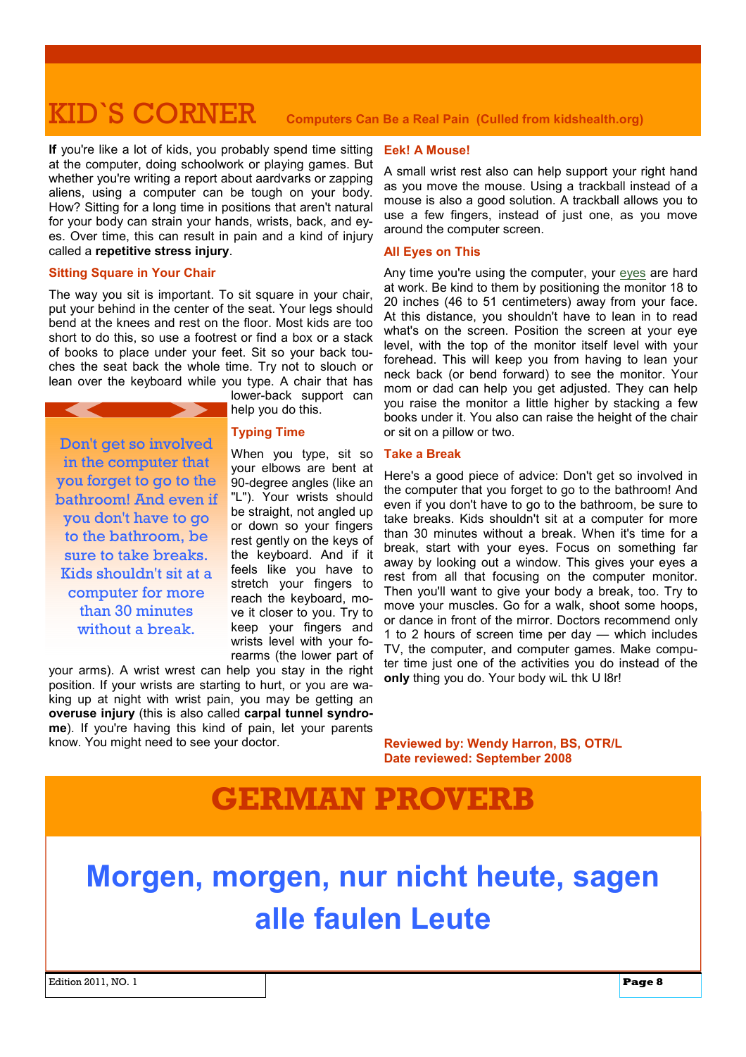# KID`S CORNER

**Computers Can Be a Real Pain (Culled from kidshealth.org)**

**If** you're like a lot of kids, you probably spend time sitting at the computer, doing schoolwork or playing games. But whether you're writing a report about aardvarks or zapping aliens, using a computer can be tough on your body. How? Sitting for a long time in positions that aren't natural for your body can strain your hands, wrists, back, and eyes. Over time, this can result in pain and a kind of injury called a **repetitive stress injury**.

### Sitting Square in Your Chair

The way you sit is important. To sit square in your chair, put your behind in the center of the seat. Your legs should bend at the knees and rest on the floor. Most kids are too short to do this, so use a footrest or find a box or a stack of books to place under your feet. Sit so your back touches the seat back the whole time. Try not to slouch or lean over the keyboard while you type. A chair that has lower-back support can help you do this.

> Don't get so involved in the computer that you forget to go to the bathroom! And even if you don't have to go to the bathroom, be sure to take breaks. Kids shouldn't sit at a computer for more than 30 minutes without a break.

### Typing Time

When you type, sit so your elbows are bent at 90-degree angles (like an "L"). Your wrists should be straight, not angled up or down so your fingers rest gently on the keys of the keyboard. And if it feels like you have to stretch your fingers to reach the keyboard, move it closer to you. Try to keep your fingers and wrists level with your forearms (the lower part of your arms). A wrist wrest can help you stay in the right position. If your wrists are starting to hurt, or you are waking up at night with wrist pain, you may be getting an **overuse injury** (this is also called **carpal tunnel syndrome**). If you're having this kind of pain, let your parents know. You might need to see your doctor.

### Eek! A Mouse!

A small wrist rest also can help support your right hand as you move the mouse. Using a trackball instead of a mouse is also a good solution. A trackball allows you to use a few fingers, instead of just one, as you move around the computer screen.

### All Eyes on This

Any time you're using the computer, your eyes are hard at work. Be kind to them by positioning the monitor 18 to 20 inches (46 to 51 centimeters) away from your face. At this distance, you shouldn't have to lean in to read what's on the screen. Position the screen at your eye level, with the top of the monitor itself level with your forehead. This will keep you from having to lean your neck back (or bend forward) to see the monitor. Your mom or dad can help you get adjusted. They can help you raise the monitor a little higher by stacking a few books under it. You also can raise the height of the chair or sit on a pillow or two.

### Take a Break

Here's a good piece of advice: Don't get so involved in the computer that you forget to go to the bathroom! And even if you don't have to go to the bathroom, be sure to take breaks. Kids shouldn't sit at a computer for more than 30 minutes without a break. When it's time for a break, start with your eyes. Focus on something far away by looking out a window. This gives your eyes a rest from all that focusing on the computer monitor. Then you'll want to give your body a break, too. Try to move your muscles. Go for a walk, shoot some hoops, or dance in front of the mirror. Doctors recommend only 1 to 2 hours of screen time per day — which includes TV, the computer, and computer games. Make computer time just one of the activities you do instead of the **only** thing you do. Your body wiL thk U l8r!

**Reviewed by: Wendy Harron, BS, OTR/L**
**Date reviewed: September 2008**

# GERMAN PROVERB

## Morgen, morgen, nur nicht heute, sagen alle faulen Leute

Edition 2011, NO. 1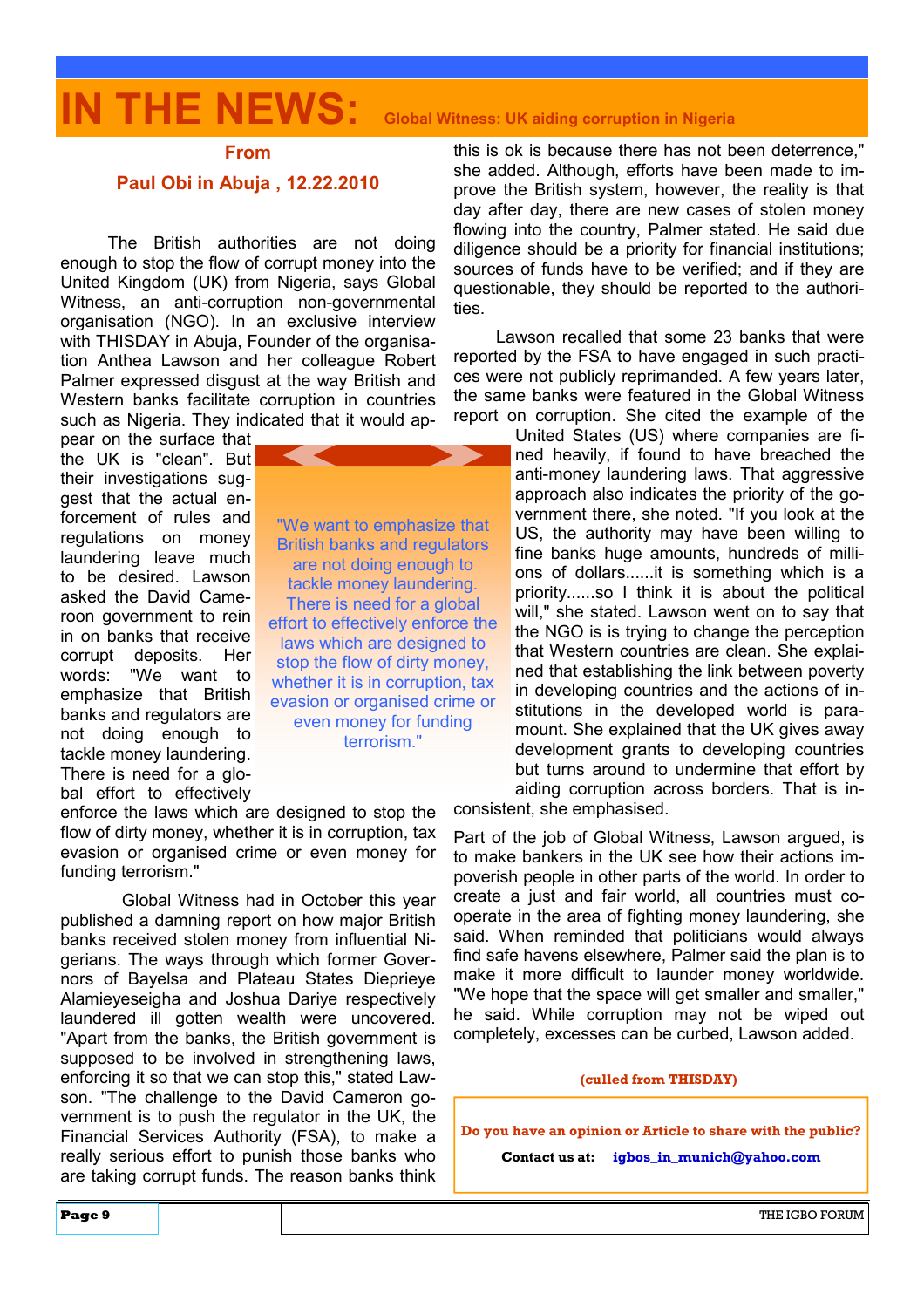# IN THE NEWS: Global Witness: UK aiding corruption in Nigeria

**From**

**Paul Obi in Abuja , 12.22.2010**

The British authorities are not doing enough to stop the flow of corrupt money into the United Kingdom (UK) from Nigeria, says Global Witness, an anti-corruption non-governmental organisation (NGO). In an exclusive interview with THISDAY in Abuja, Founder of the organisation Anthea Lawson and her colleague Robert Palmer expressed disgust at the way British and Western banks facilitate corruption in countries such as Nigeria. They indicated that it would appear on the surface that the UK is "clean". But their investigations suggest that the actual enforcement of rules and regulations on money laundering leave much to be desired. Lawson asked the David Cameroon government to rein in on banks that receive corrupt deposits. Her words: "We want to emphasize that British banks and regulators are not doing enough to tackle money laundering. There is need for a global effort to effectively enforce the laws which are designed to stop the flow of dirty money, whether it is in corruption, tax evasion or organised crime or even money for funding terrorism."

> "We want to emphasize that British banks and regulators are not doing enough to tackle money laundering. There is need for a global effort to effectively enforce the laws which are designed to stop the flow of dirty money, whether it is in corruption, tax evasion or organised crime or even money for funding terrorism."

Global Witness had in October this year published a damning report on how major British banks received stolen money from influential Nigerians. The ways through which former Governors of Bayelsa and Plateau States Dieprieye Alamieyeseigha and Joshua Dariye respectively laundered ill gotten wealth were uncovered. "Apart from the banks, the British government is supposed to be involved in strengthening laws, enforcing it so that we can stop this," stated Lawson. "The challenge to the David Cameron government is to push the regulator in the UK, the Financial Services Authority (FSA), to make a really serious effort to punish those banks who are taking corrupt funds. The reason banks think this is ok is because there has not been deterrence," she added. Although, efforts have been made to improve the British system, however, the reality is that day after day, there are new cases of stolen money flowing into the country, Palmer stated. He said due diligence should be a priority for financial institutions; sources of funds have to be verified; and if they are questionable, they should be reported to the authorities.

Lawson recalled that some 23 banks that were reported by the FSA to have engaged in such practices were not publicly reprimanded. A few years later, the same banks were featured in the Global Witness report on corruption. She cited the example of the United States (US) where companies are fined heavily, if found to have breached the anti-money laundering laws. That aggressive approach also indicates the priority of the government there, she noted. "If you look at the US, the authority may have been willing to fine banks huge amounts, hundreds of millions of dollars......it is something which is a priority......so I think it is about the political will," she stated. Lawson went on to say that the NGO is is trying to change the perception that Western countries are clean. She explained that establishing the link between poverty in developing countries and the actions of institutions in the developed world is paramount. She explained that the UK gives away development grants to developing countries but turns around to undermine that effort by aiding corruption across borders. That is inconsistent, she emphasised.

Part of the job of Global Witness, Lawson argued, is to make bankers in the UK see how their actions impoverish people in other parts of the world. In order to create a just and fair world, all countries must cooperate in the area of fighting money laundering, she said. When reminded that politicians would always find safe havens elsewhere, Palmer said the plan is to make it more difficult to launder money worldwide. "We hope that the space will get smaller and smaller," he said. While corruption may not be wiped out completely, excesses can be curbed, Lawson added.

**(culled from THISDAY)**

**Do you have an opinion or Article to share with the public?**

**Contact us at: igbos_in_munich@yahoo.com**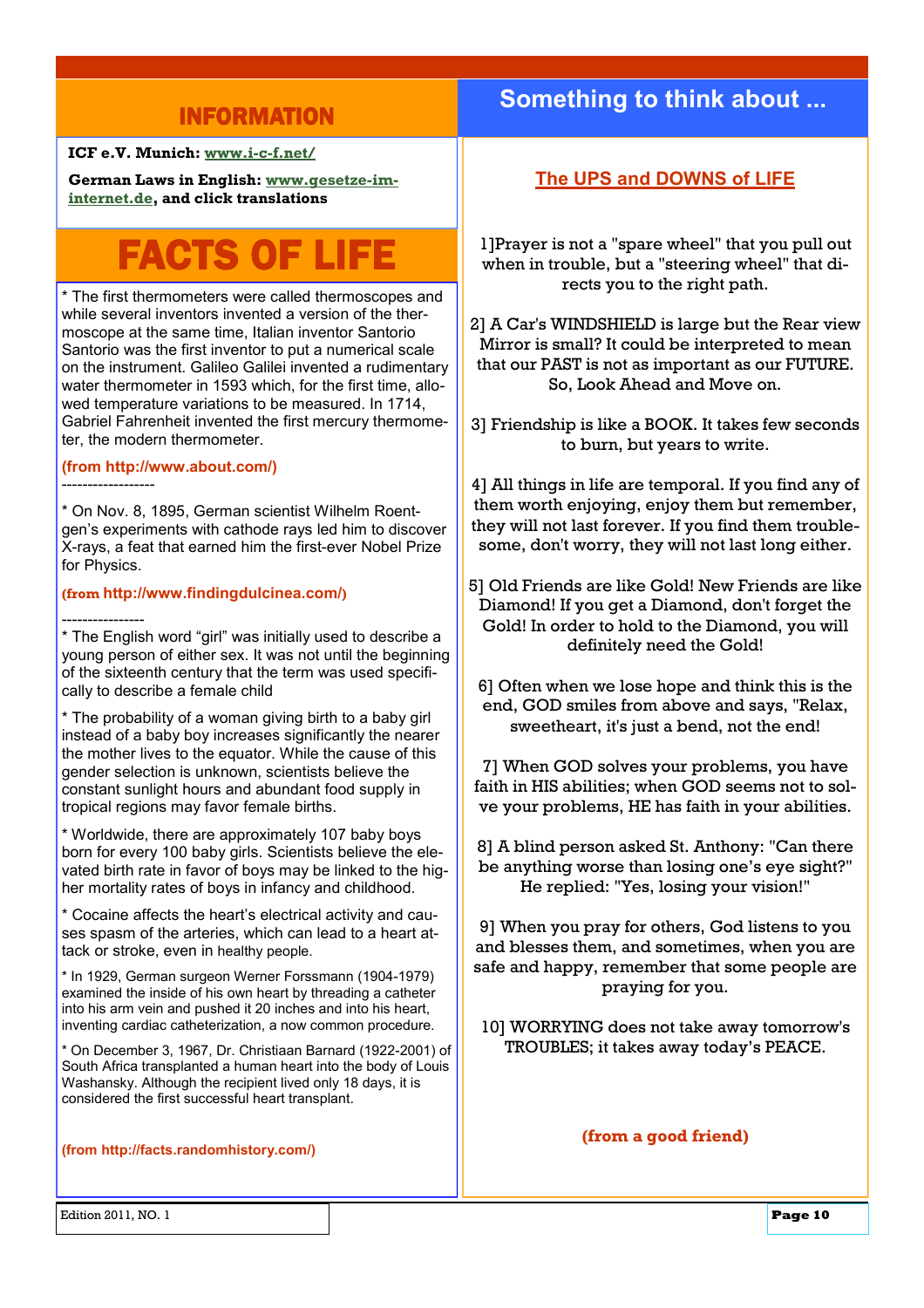## INFORMATION

**ICF e.V. Munich: www.i-c-f.net/**

**German Laws in English: www.gesetze-im-internet.de, and click translations**

# FACTS OF LIFE

* The first thermometers were called thermoscopes and while several inventors invented a version of the thermoscope at the same time, Italian inventor Santorio Santorio was the first inventor to put a numerical scale on the instrument. Galileo Galilei invented a rudimentary water thermometer in 1593 which, for the first time, allowed temperature variations to be measured. In 1714, Gabriel Fahrenheit invented the first mercury thermometer, the modern thermometer.

**(from http://www.about.com/)**

------------------

* On Nov. 8, 1895, German scientist Wilhelm Roentgen's experiments with cathode rays led him to discover X-rays, a feat that earned him the first-ever Nobel Prize for Physics.

**(from http://www.findingdulcinea.com/)**

----------------

* The English word "girl" was initially used to describe a young person of either sex. It was not until the beginning of the sixteenth century that the term was used specifically to describe a female child

* The probability of a woman giving birth to a baby girl instead of a baby boy increases significantly the nearer the mother lives to the equator. While the cause of this gender selection is unknown, scientists believe the constant sunlight hours and abundant food supply in tropical regions may favor female births.

* Worldwide, there are approximately 107 baby boys born for every 100 baby girls. Scientists believe the elevated birth rate in favor of boys may be linked to the higher mortality rates of boys in infancy and childhood.

* Cocaine affects the heart's electrical activity and causes spasm of the arteries, which can lead to a heart attack or stroke, even in healthy people.

* In 1929, German surgeon Werner Forssmann (1904-1979) examined the inside of his own heart by threading a catheter into his arm vein and pushed it 20 inches and into his heart, inventing cardiac catheterization, a now common procedure.

* On December 3, 1967, Dr. Christiaan Barnard (1922-2001) of South Africa transplanted a human heart into the body of Louis Washansky. Although the recipient lived only 18 days, it is considered the first successful heart transplant.

**(from http://facts.randomhistory.com/)**

## Something to think about ...

### The UPS and DOWNS of LIFE

1]Prayer is not a "spare wheel" that you pull out when in trouble, but a "steering wheel" that directs you to the right path.

2] A Car's WINDSHIELD is large but the Rear view Mirror is small? It could be interpreted to mean that our PAST is not as important as our FUTURE. So, Look Ahead and Move on.

3] Friendship is like a BOOK. It takes few seconds to burn, but years to write.

4] All things in life are temporal. If you find any of them worth enjoying, enjoy them but remember, they will not last forever. If you find them troublesome, don't worry, they will not last long either.

5] Old Friends are like Gold! New Friends are like Diamond! If you get a Diamond, don't forget the Gold! In order to hold to the Diamond, you will definitely need the Gold!

6] Often when we lose hope and think this is the end, GOD smiles from above and says, "Relax, sweetheart, it's just a bend, not the end!

7] When GOD solves your problems, you have faith in HIS abilities; when GOD seems not to solve your problems, HE has faith in your abilities.

8] A blind person asked St. Anthony: "Can there be anything worse than losing one's eye sight?" He replied: "Yes, losing your vision!"

9] When you pray for others, God listens to you and blesses them, and sometimes, when you are safe and happy, remember that some people are praying for you.

10] WORRYING does not take away tomorrow's TROUBLES; it takes away today's PEACE.

**(from a good friend)**

Edition 2011, NO. 1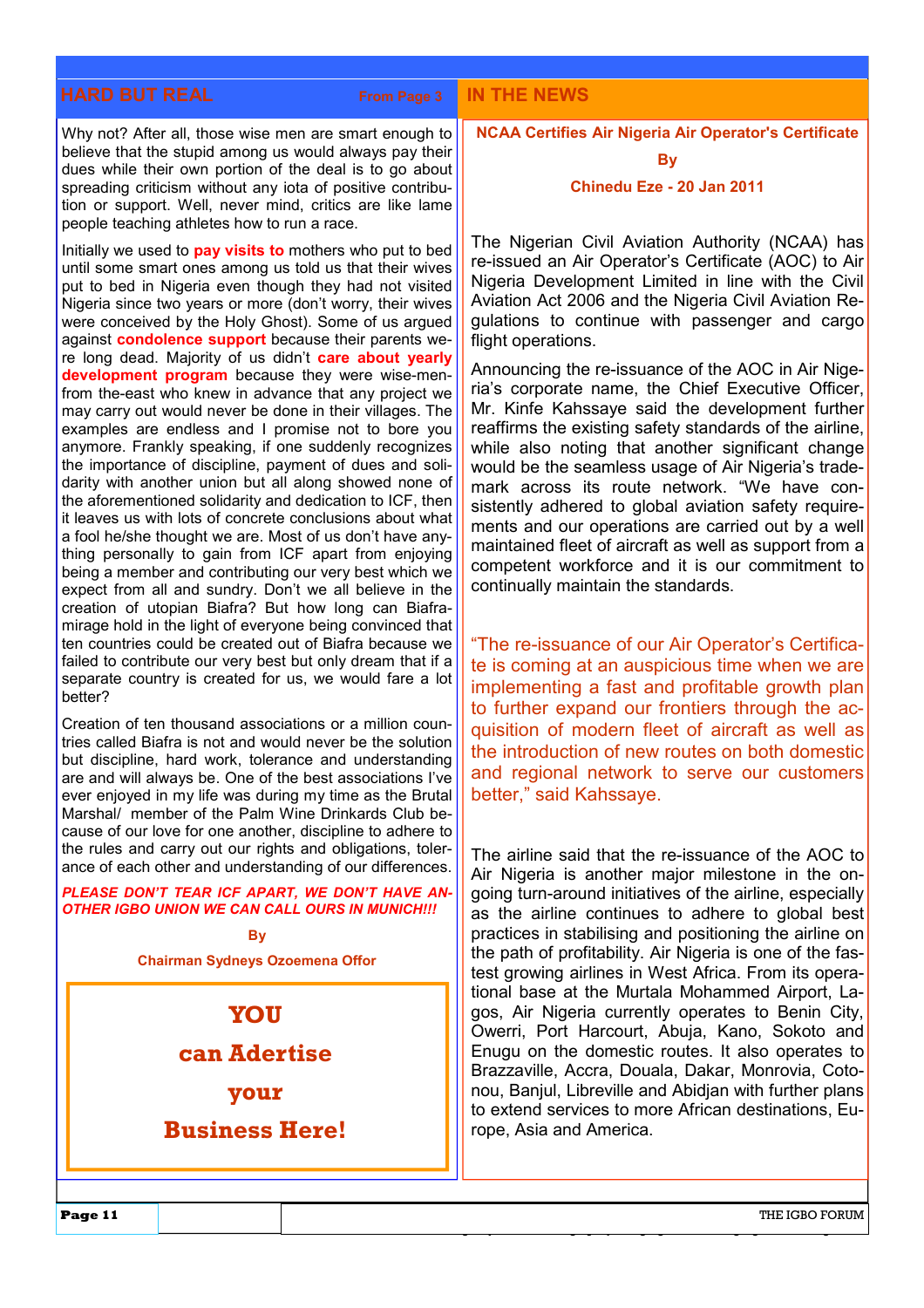## HARD BUT REAL

From Page 3

Why not? After all, those wise men are smart enough to believe that the stupid among us would always pay their dues while their own portion of the deal is to go about spreading criticism without any iota of positive contribution or support. Well, never mind, critics are like lame people teaching athletes how to run a race.

Initially we used to **pay visits to** mothers who put to bed until some smart ones among us told us that their wives put to bed in Nigeria even though they had not visited Nigeria since two years or more (don't worry, their wives were conceived by the Holy Ghost). Some of us argued against **condolence support** because their parents were long dead. Majority of us didn't **care about yearly development program** because they were wise-men-from the-east who knew in advance that any project we may carry out would never be done in their villages. The examples are endless and I promise not to bore you anymore. Frankly speaking, if one suddenly recognizes the importance of discipline, payment of dues and solidarity with another union but all along showed none of the aforementioned solidarity and dedication to ICF, then it leaves us with lots of concrete conclusions about what a fool he/she thought we are. Most of us don't have anything personally to gain from ICF apart from enjoying being a member and contributing our very best which we expect from all and sundry. Don't we all believe in the creation of utopian Biafra? But how long can Biafra-mirage hold in the light of everyone being convinced that ten countries could be created out of Biafra because we failed to contribute our very best but only dream that if a separate country is created for us, we would fare a lot better?

Creation of ten thousand associations or a million countries called Biafra is not and would never be the solution but discipline, hard work, tolerance and understanding are and will always be. One of the best associations I've ever enjoyed in my life was during my time as the Brutal Marshal/ member of the Palm Wine Drinkards Club because of our love for one another, discipline to adhere to the rules and carry out our rights and obligations, tolerance of each other and understanding of our differences.

***PLEASE DON'T TEAR ICF APART, WE DON'T HAVE ANOTHER IGBO UNION WE CAN CALL OURS IN MUNICH!!!***

**By**

**Chairman Sydneys Ozoemena Offor**

**YOU**

**can Adertise**

**your**

**Business Here!**

## IN THE NEWS

### NCAA Certifies Air Nigeria Air Operator's Certificate

**By**

**Chinedu Eze - 20 Jan 2011**

The Nigerian Civil Aviation Authority (NCAA) has re-issued an Air Operator's Certificate (AOC) to Air Nigeria Development Limited in line with the Civil Aviation Act 2006 and the Nigeria Civil Aviation Regulations to continue with passenger and cargo flight operations.

Announcing the re-issuance of the AOC in Air Nigeria's corporate name, the Chief Executive Officer, Mr. Kinfe Kahssaye said the development further reaffirms the existing safety standards of the airline, while also noting that another significant change would be the seamless usage of Air Nigeria's trademark across its route network. "We have consistently adhered to global aviation safety requirements and our operations are carried out by a well maintained fleet of aircraft as well as support from a competent workforce and it is our commitment to continually maintain the standards.

"The re-issuance of our Air Operator's Certificate is coming at an auspicious time when we are implementing a fast and profitable growth plan to further expand our frontiers through the acquisition of modern fleet of aircraft as well as the introduction of new routes on both domestic and regional network to serve our customers better," said Kahssaye.

The airline said that the re-issuance of the AOC to Air Nigeria is another major milestone in the ongoing turn-around initiatives of the airline, especially as the airline continues to adhere to global best practices in stabilising and positioning the airline on the path of profitability. Air Nigeria is one of the fastest growing airlines in West Africa. From its operational base at the Murtala Mohammed Airport, Lagos, Air Nigeria currently operates to Benin City, Owerri, Port Harcourt, Abuja, Kano, Sokoto and Enugu on the domestic routes. It also operates to Brazzaville, Accra, Douala, Dakar, Monrovia, Cotonou, Banjul, Libreville and Abidjan with further plans to extend services to more African destinations, Europe, Asia and America.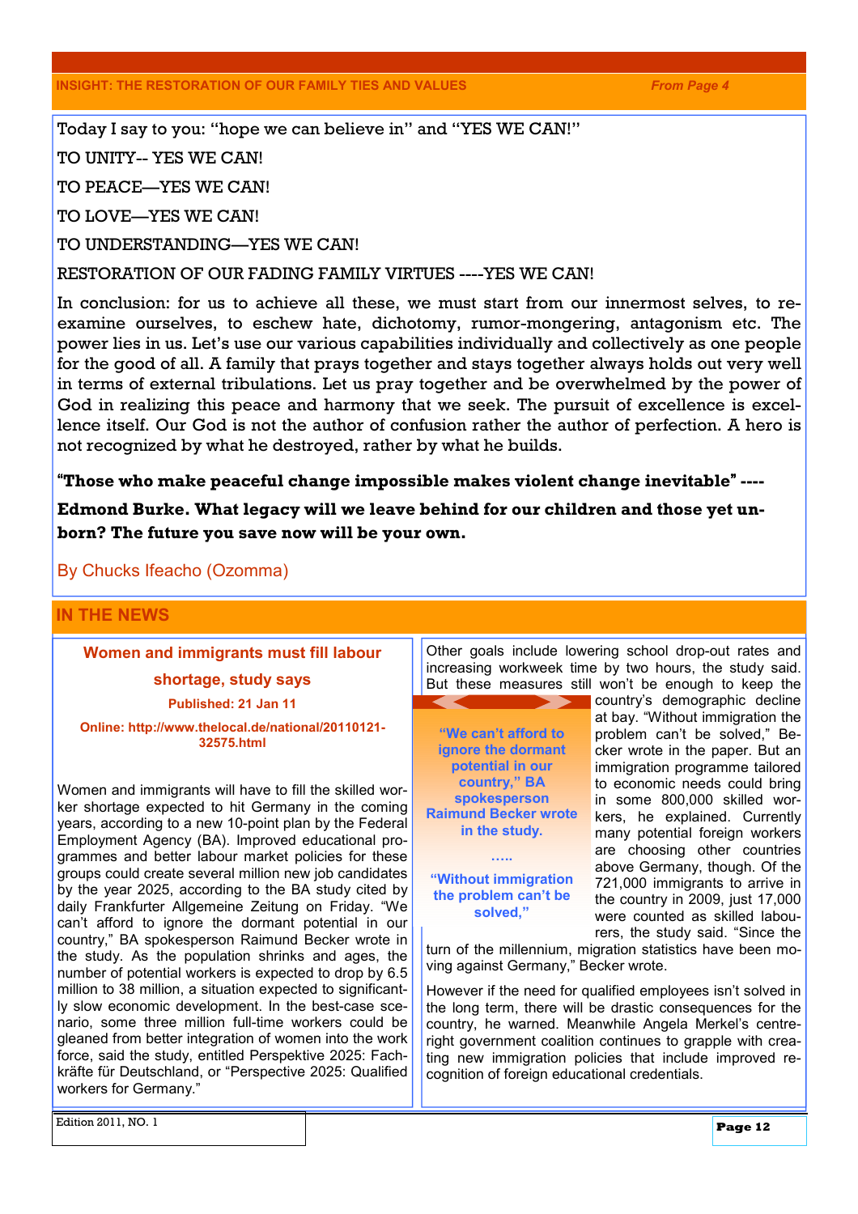## INSIGHT: THE RESTORATION OF OUR FAMILY TIES AND VALUES

*From Page 4*

Today I say to you: "hope we can believe in" and "YES WE CAN!"

TO UNITY-- YES WE CAN!

TO PEACE—YES WE CAN!

TO LOVE—YES WE CAN!

TO UNDERSTANDING—YES WE CAN!

RESTORATION OF OUR FADING FAMILY VIRTUES ----YES WE CAN!

In conclusion: for us to achieve all these, we must start from our innermost selves, to re-examine ourselves, to eschew hate, dichotomy, rumor-mongering, antagonism etc. The power lies in us. Let's use our various capabilities individually and collectively as one people for the good of all. A family that prays together and stays together always holds out very well in terms of external tribulations. Let us pray together and be overwhelmed by the power of God in realizing this peace and harmony that we seek. The pursuit of excellence is excellence itself. Our God is not the author of confusion rather the author of perfection. A hero is not recognized by what he destroyed, rather by what he builds.

**"Those who make peaceful change impossible makes violent change inevitable" ----**

**Edmond Burke. What legacy will we leave behind for our children and those yet unborn? The future you save now will be your own.**

By Chucks Ifeacho (Ozomma)

## IN THE NEWS

### Women and immigrants must fill labour shortage, study says

**Published: 21 Jan 11**

**Online: http://www.thelocal.de/national/20110121-32575.html**

Women and immigrants will have to fill the skilled worker shortage expected to hit Germany in the coming years, according to a new 10-point plan by the Federal Employment Agency (BA). Improved educational programmes and better labour market policies for these groups could create several million new job candidates by the year 2025, according to the BA study cited by daily Frankfurter Allgemeine Zeitung on Friday. "We can't afford to ignore the dormant potential in our country," BA spokesperson Raimund Becker wrote in the study. As the population shrinks and ages, the number of potential workers is expected to drop by 6.5 million to 38 million, a situation expected to significantly slow economic development. In the best-case scenario, some three million full-time workers could be gleaned from better integration of women into the work force, said the study, entitled Perspektive 2025: Fachkräfte für Deutschland, or "Perspective 2025: Qualified workers for Germany."

Other goals include lowering school drop-out rates and increasing workweek time by two hours, the study said. But these measures still won't be enough to keep the country's demographic decline at bay. "Without immigration the problem can't be solved," Becker wrote in the paper. But an immigration programme tailored to economic needs could bring in some 800,000 skilled workers, he explained. Currently many potential foreign workers are choosing other countries above Germany, though. Of the 721,000 immigrants to arrive in the country in 2009, just 17,000 were counted as skilled labourers, the study said. "Since the turn of the millennium, migration statistics have been moving against Germany," Becker wrote.

> **"We can't afford to ignore the dormant potential in our country," BA spokesperson Raimund Becker wrote in the study.**
>
> **…..**
>
> **"Without immigration the problem can't be solved,"**

However if the need for qualified employees isn't solved in the long term, there will be drastic consequences for the country, he warned. Meanwhile Angela Merkel's centre-right government coalition continues to grapple with creating new immigration policies that include improved recognition of foreign educational credentials.

Edition 2011, NO. 1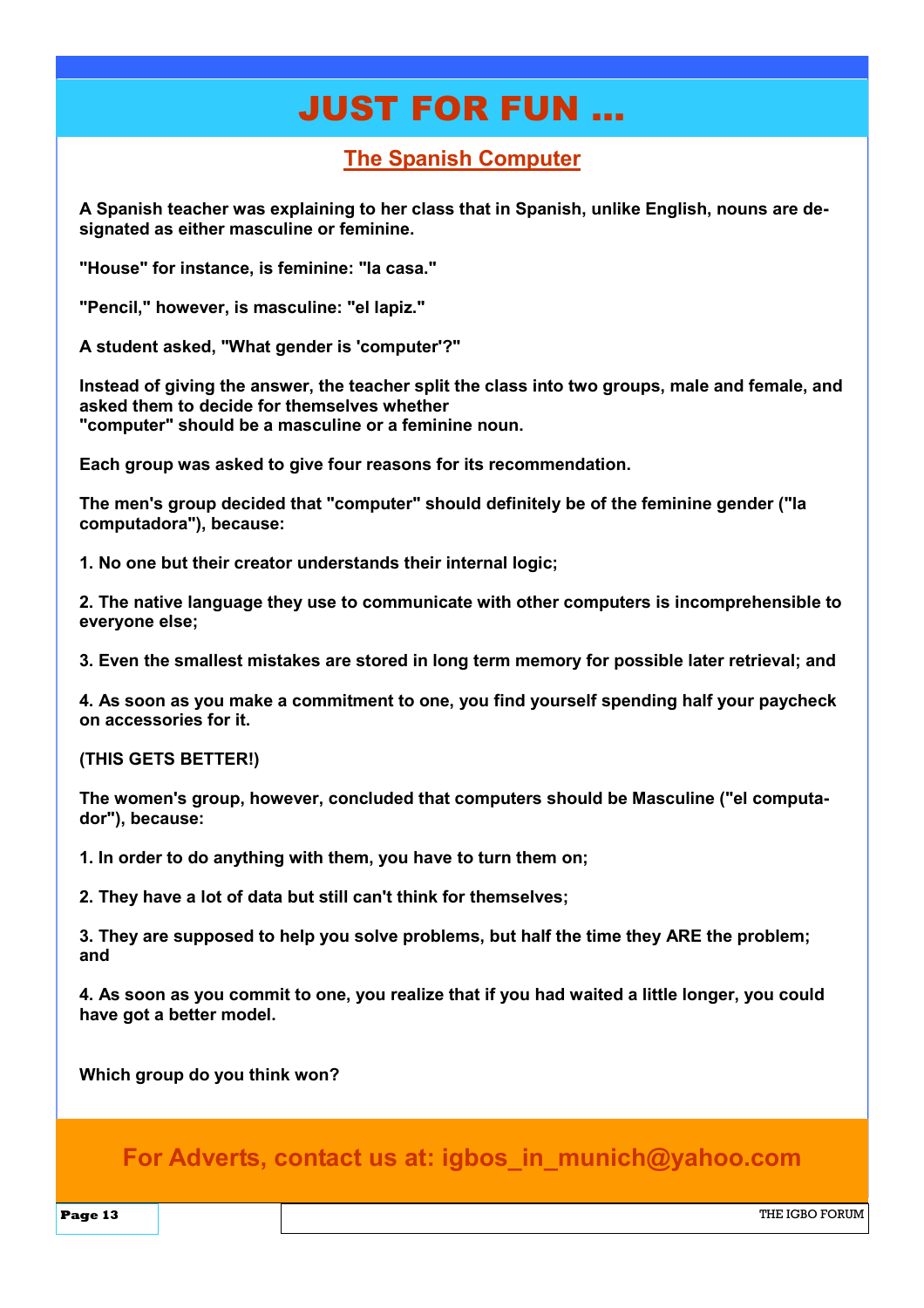# JUST FOR FUN ...

## The Spanish Computer

**A Spanish teacher was explaining to her class that in Spanish, unlike English, nouns are designated as either masculine or feminine.**

**"House" for instance, is feminine: "la casa."**

**"Pencil," however, is masculine: "el lapiz."**

**A student asked, "What gender is 'computer'?"**

**Instead of giving the answer, the teacher split the class into two groups, male and female, and asked them to decide for themselves whether "computer" should be a masculine or a feminine noun.**

**Each group was asked to give four reasons for its recommendation.**

**The men's group decided that "computer" should definitely be of the feminine gender ("la computadora"), because:**

**1. No one but their creator understands their internal logic;**

**2. The native language they use to communicate with other computers is incomprehensible to everyone else;**

**3. Even the smallest mistakes are stored in long term memory for possible later retrieval; and**

**4. As soon as you make a commitment to one, you find yourself spending half your paycheck on accessories for it.**

**(THIS GETS BETTER!)**

**The women's group, however, concluded that computers should be Masculine ("el computador"), because:**

**1. In order to do anything with them, you have to turn them on;**

**2. They have a lot of data but still can't think for themselves;**

**3. They are supposed to help you solve problems, but half the time they ARE the problem; and**

**4. As soon as you commit to one, you realize that if you had waited a little longer, you could have got a better model.**

**Which group do you think won?**

**For Adverts, contact us at: igbos_in_munich@yahoo.com**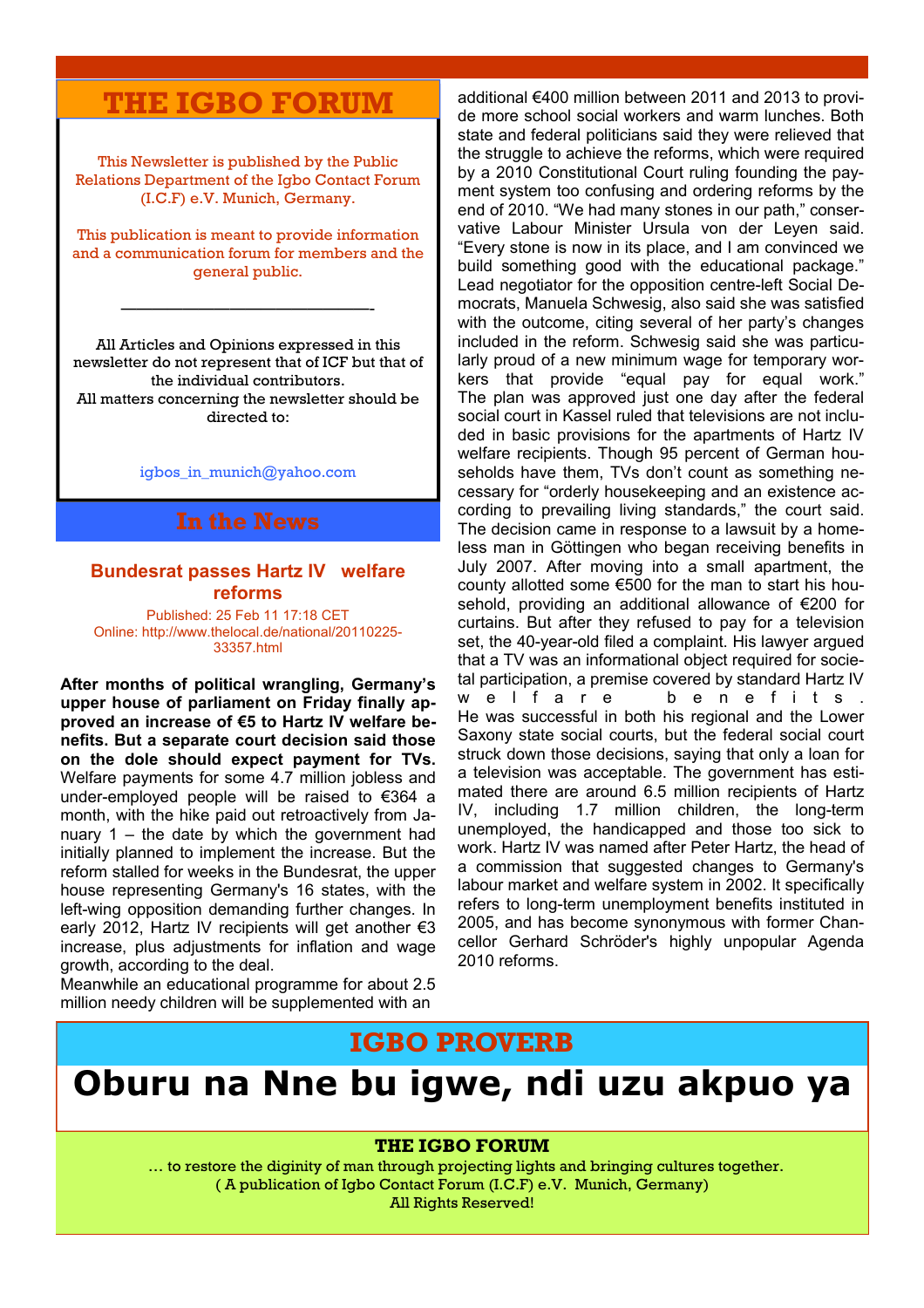# THE IGBO FORUM

This Newsletter is published by the Public Relations Department of the Igbo Contact Forum (I.C.F) e.V. Munich, Germany.

This publication is meant to provide information and a communication forum for members and the general public.

---

All Articles and Opinions expressed in this newsletter do not represent that of ICF but that of the individual contributors.
All matters concerning the newsletter should be directed to:

igbos_in_munich@yahoo.com

## In the News

### Bundesrat passes Hartz IV welfare reforms

Published: 25 Feb 11 17:18 CET
Online: http://www.thelocal.de/national/20110225-33357.html

**After months of political wrangling, Germany's upper house of parliament on Friday finally approved an increase of €5 to Hartz IV welfare benefits. But a separate court decision said those on the dole should expect payment for TVs.** Welfare payments for some 4.7 million jobless and under-employed people will be raised to €364 a month, with the hike paid out retroactively from January 1 – the date by which the government had initially planned to implement the increase. But the reform stalled for weeks in the Bundesrat, the upper house representing Germany's 16 states, with the left-wing opposition demanding further changes. In early 2012, Hartz IV recipients will get another €3 increase, plus adjustments for inflation and wage growth, according to the deal.

Meanwhile an educational programme for about 2.5 million needy children will be supplemented with an additional €400 million between 2011 and 2013 to provide more school social workers and warm lunches. Both state and federal politicians said they were relieved that the struggle to achieve the reforms, which were required by a 2010 Constitutional Court ruling founding the payment system too confusing and ordering reforms by the end of 2010. "We had many stones in our path," conservative Labour Minister Ursula von der Leyen said. "Every stone is now in its place, and I am convinced we build something good with the educational package." Lead negotiator for the opposition centre-left Social Democrats, Manuela Schwesig, also said she was satisfied with the outcome, citing several of her party's changes included in the reform. Schwesig said she was particularly proud of a new minimum wage for temporary workers that provide "equal pay for equal work." The plan was approved just one day after the federal social court in Kassel ruled that televisions are not included in basic provisions for the apartments of Hartz IV welfare recipients. Though 95 percent of German households have them, TVs don't count as something necessary for "orderly housekeeping and an existence according to prevailing living standards," the court said. The decision came in response to a lawsuit by a homeless man in Göttingen who began receiving benefits in July 2007. After moving into a small apartment, the county allotted some €500 for the man to start his household, providing an additional allowance of €200 for curtains. But after they refused to pay for a television set, the 40-year-old filed a complaint. His lawyer argued that a TV was an informational object required for societal participation, a premise covered by standard Hartz IV welfare benefits.

He was successful in both his regional and the Lower Saxony state social courts, but the federal social court struck down those decisions, saying that only a loan for a television was acceptable. The government has estimated there are around 6.5 million recipients of Hartz IV, including 1.7 million children, the long-term unemployed, the handicapped and those too sick to work. Hartz IV was named after Peter Hartz, the head of a commission that suggested changes to Germany's labour market and welfare system in 2002. It specifically refers to long-term unemployment benefits instituted in 2005, and has become synonymous with former Chancellor Gerhard Schröder's highly unpopular Agenda 2010 reforms.

## IGBO PROVERB

**Oburu na Nne bu igwe, ndi uzu akpuo ya**

**THE IGBO FORUM**

… to restore the diginity of man through projecting lights and bringing cultures together.
( A publication of Igbo Contact Forum (I.C.F) e.V. Munich, Germany)
All Rights Reserved!